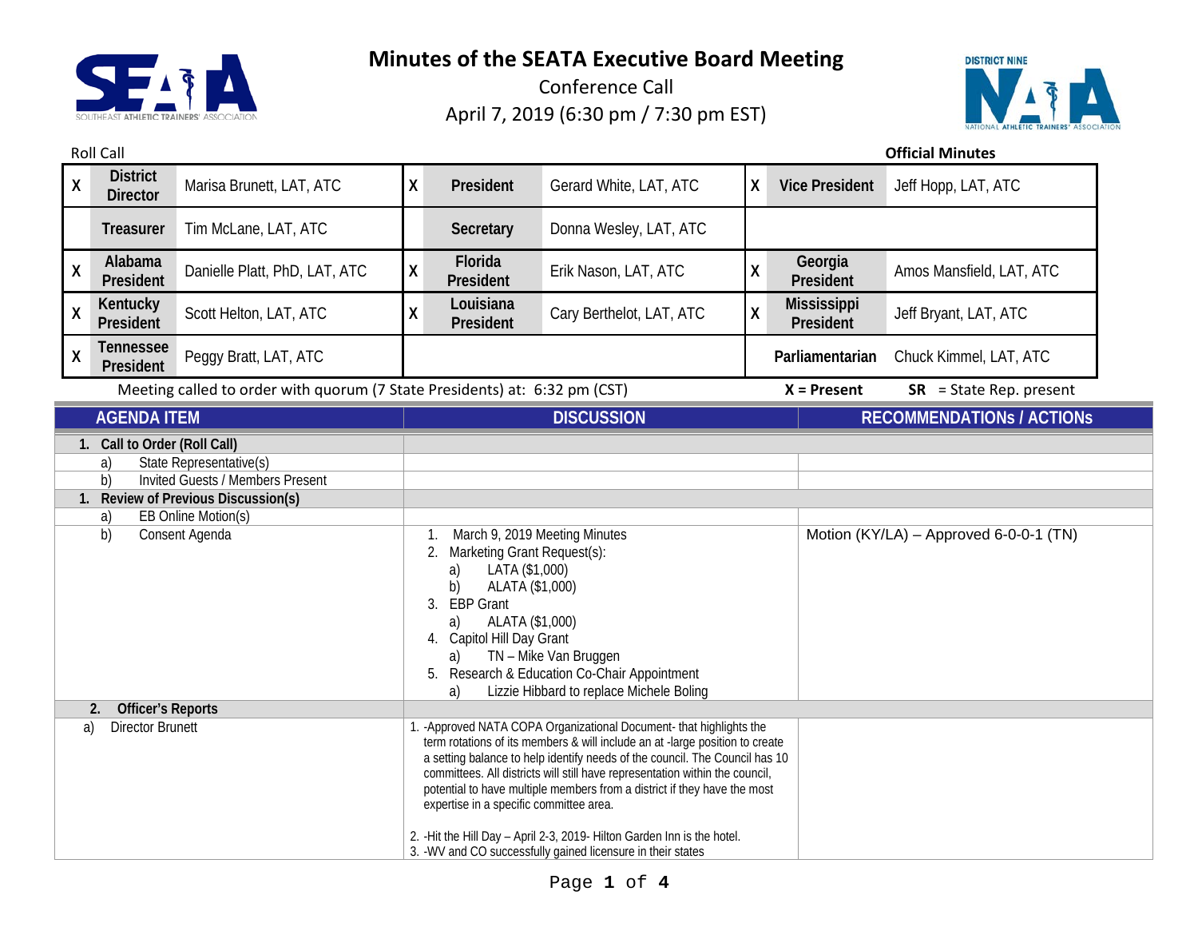# Minutes of the SEATA Executive Board Meeting

Conference Call

April 7, 2019 (6:30 pm / 7:30 pm EST)

Roll Call

**Official Minutes**

| | | | | | | | | |
|---|---|---|---|---|---|---|---|---|
| X | **District Director** | Marisa Brunett, LAT, ATC | X | **President** | Gerard White, LAT, ATC | X | **Vice President** | Jeff Hopp, LAT, ATC |
| | **Treasurer** | Tim McLane, LAT, ATC | | **Secretary** | Donna Wesley, LAT, ATC | | | |
| X | **Alabama President** | Danielle Platt, PhD, LAT, ATC | X | **Florida President** | Erik Nason, LAT, ATC | X | **Georgia President** | Amos Mansfield, LAT, ATC |
| X | **Kentucky President** | Scott Helton, LAT, ATC | X | **Louisiana President** | Cary Berthelot, LAT, ATC | X | **Mississippi President** | Jeff Bryant, LAT, ATC |
| X | **Tennessee President** | Peggy Bratt, LAT, ATC | | | | | **Parliamentarian** | Chuck Kimmel, LAT, ATC |

Meeting called to order with quorum (7 State Presidents) at: 6:32 pm (CST)  **X = Present**  **SR** = State Rep. present

| AGENDA ITEM | DISCUSSION | RECOMMENDATIONs / ACTIONs |
|---|---|---|
| **1. Call to Order (Roll Call)** | | |
| a) State Representative(s) | | |
| b) Invited Guests / Members Present | | |
| **1. Review of Previous Discussion(s)** | | |
| a) EB Online Motion(s) | | |
| b) Consent Agenda | 1. March 9, 2019 Meeting Minutes<br>2. Marketing Grant Request(s):<br>a) LATA ($1,000)<br>b) ALATA ($1,000)<br>3. EBP Grant<br>a) ALATA ($1,000)<br>4. Capitol Hill Day Grant<br>a) TN – Mike Van Bruggen<br>5. Research & Education Co-Chair Appointment<br>a) Lizzie Hibbard to replace Michele Boling | Motion (KY/LA) – Approved 6-0-0-1 (TN) |
| **2. Officer's Reports** | | |
| a) Director Brunett | 1. -Approved NATA COPA Organizational Document- that highlights the term rotations of its members & will include an at -large position to create a setting balance to help identify needs of the council. The Council has 10 committees. All districts will still have representation within the council, potential to have multiple members from a district if they have the most expertise in a specific committee area.<br><br>2. -Hit the Hill Day – April 2-3, 2019- Hilton Garden Inn is the hotel.<br>3. -WV and CO successfully gained licensure in their states | |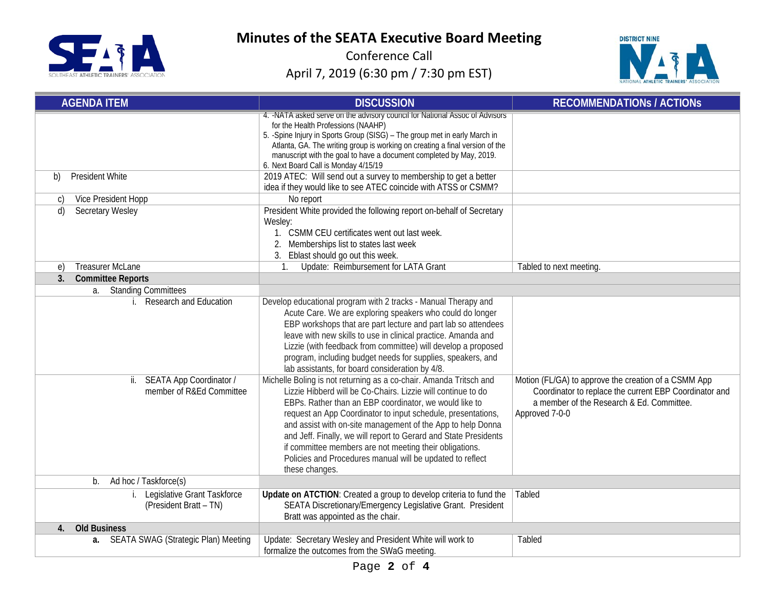# Minutes of the SEATA Executive Board Meeting

Conference Call

April 7, 2019 (6:30 pm / 7:30 pm EST)

| AGENDA ITEM | DISCUSSION | RECOMMENDATIONs / ACTIONs |
|---|---|---|
| | 4. -NATA asked serve on the advisory council for National Assoc of Advisors for the Health Professions (NAAHP)<br>5. -Spine Injury in Sports Group (SISG) – The group met in early March in Atlanta, GA. The writing group is working on creating a final version of the manuscript with the goal to have a document completed by May, 2019.<br>6. Next Board Call is Monday 4/15/19 | |
| b) President White | 2019 ATEC: Will send out a survey to membership to get a better idea if they would like to see ATEC coincide with ATSS or CSMM? | |
| c) Vice President Hopp | No report | |
| d) Secretary Wesley | President White provided the following report on-behalf of Secretary Wesley:<br>1. CSMM CEU certificates went out last week.<br>2. Memberships list to states last week<br>3. Eblast should go out this week. | |
| e) Treasurer McLane | 1. Update: Reimbursement for LATA Grant | Tabled to next meeting. |
| **3. Committee Reports** | | |
| a. Standing Committees | | |
| i. Research and Education | Develop educational program with 2 tracks - Manual Therapy and Acute Care. We are exploring speakers who could do longer EBP workshops that are part lecture and part lab so attendees leave with new skills to use in clinical practice. Amanda and Lizzie (with feedback from committee) will develop a proposed program, including budget needs for supplies, speakers, and lab assistants, for board consideration by 4/8. | |
| ii. SEATA App Coordinator / member of R&Ed Committee | Michelle Boling is not returning as a co-chair. Amanda Tritsch and Lizzie Hibberd will be Co-Chairs. Lizzie will continue to do EBPs. Rather than an EBP coordinator, we would like to request an App Coordinator to input schedule, presentations, and assist with on-site management of the App to help Donna and Jeff. Finally, we will report to Gerard and State Presidents if committee members are not meeting their obligations. Policies and Procedures manual will be updated to reflect these changes. | Motion (FL/GA) to approve the creation of a CSMM App Coordinator to replace the current EBP Coordinator and a member of the Research & Ed. Committee.<br>Approved 7-0-0 |
| b. Ad hoc / Taskforce(s) | | |
| i. Legislative Grant Taskforce (President Bratt – TN) | **Update on ATCTION**: Created a group to develop criteria to fund the SEATA Discretionary/Emergency Legislative Grant. President Bratt was appointed as the chair. | Tabled |
| **4. Old Business** | | |
| **a.** SEATA SWAG (Strategic Plan) Meeting | Update: Secretary Wesley and President White will work to formalize the outcomes from the SWaG meeting. | Tabled |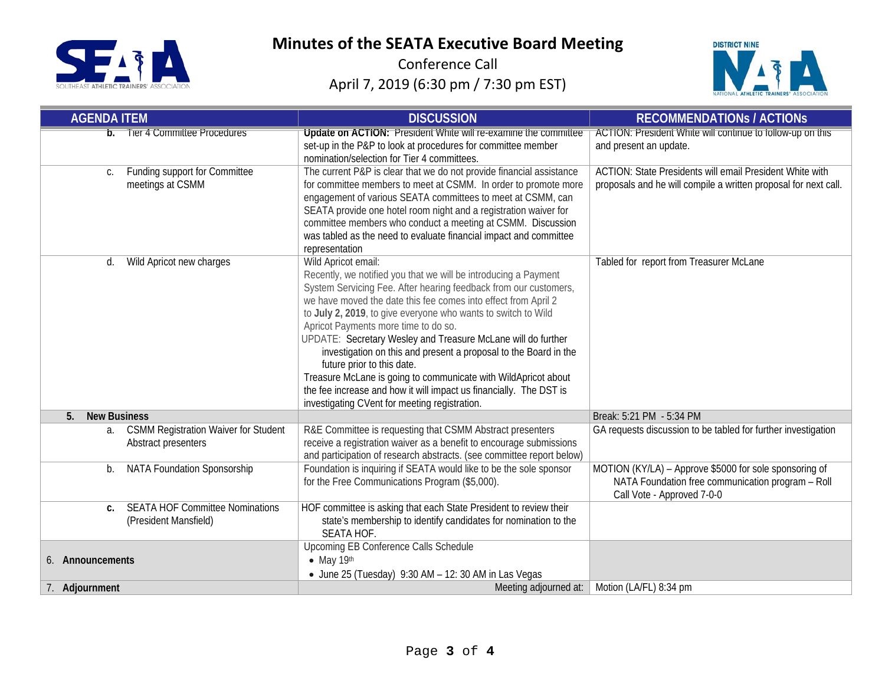# Minutes of the SEATA Executive Board Meeting

Conference Call

April 7, 2019 (6:30 pm / 7:30 pm EST)

| AGENDA ITEM | DISCUSSION | RECOMMENDATIONs / ACTIONs |
|---|---|---|
| b. Tier 4 Committee Procedures | **Update on ACTION:** President White will re-examine the committee set-up in the P&P to look at procedures for committee member nomination/selection for Tier 4 committees. | ACTION: President White will continue to follow-up on this and present an update. |
| c. Funding support for Committee meetings at CSMM | The current P&P is clear that we do not provide financial assistance for committee members to meet at CSMM. In order to promote more engagement of various SEATA committees to meet at CSMM, can SEATA provide one hotel room night and a registration waiver for committee members who conduct a meeting at CSMM. Discussion was tabled as the need to evaluate financial impact and committee representation | ACTION: State Presidents will email President White with proposals and he will compile a written proposal for next call. |
| d. Wild Apricot new charges | Wild Apricot email:<br>Recently, we notified you that we will be introducing a Payment System Servicing Fee. After hearing feedback from our customers, we have moved the date this fee comes into effect from April 2 to **July 2, 2019**, to give everyone who wants to switch to Wild Apricot Payments more time to do so.<br>UPDATE: Secretary Wesley and Treasure McLane will do further investigation on this and present a proposal to the Board in the future prior to this date.<br>Treasure McLane is going to communicate with WildApricot about the fee increase and how it will impact us financially. The DST is investigating CVent for meeting registration. | Tabled for report from Treasurer McLane |
| **5. New Business** | | Break: 5:21 PM - 5:34 PM |
| a. CSMM Registration Waiver for Student Abstract presenters | R&E Committee is requesting that CSMM Abstract presenters receive a registration waiver as a benefit to encourage submissions and participation of research abstracts. (see committee report below) | GA requests discussion to be tabled for further investigation |
| b. NATA Foundation Sponsorship | Foundation is inquiring if SEATA would like to be the sole sponsor for the Free Communications Program ($5,000). | MOTION (KY/LA) – Approve $5000 for sole sponsoring of NATA Foundation free communication program – Roll Call Vote - Approved 7-0-0 |
| **c.** SEATA HOF Committee Nominations (President Mansfield) | HOF committee is asking that each State President to review their state's membership to identify candidates for nomination to the SEATA HOF. | |
| 6. **Announcements** | Upcoming EB Conference Calls Schedule<br>• May 19th<br>• June 25 (Tuesday) 9:30 AM – 12: 30 AM in Las Vegas | |
| 7. **Adjournment** | Meeting adjourned at: | Motion (LA/FL) 8:34 pm |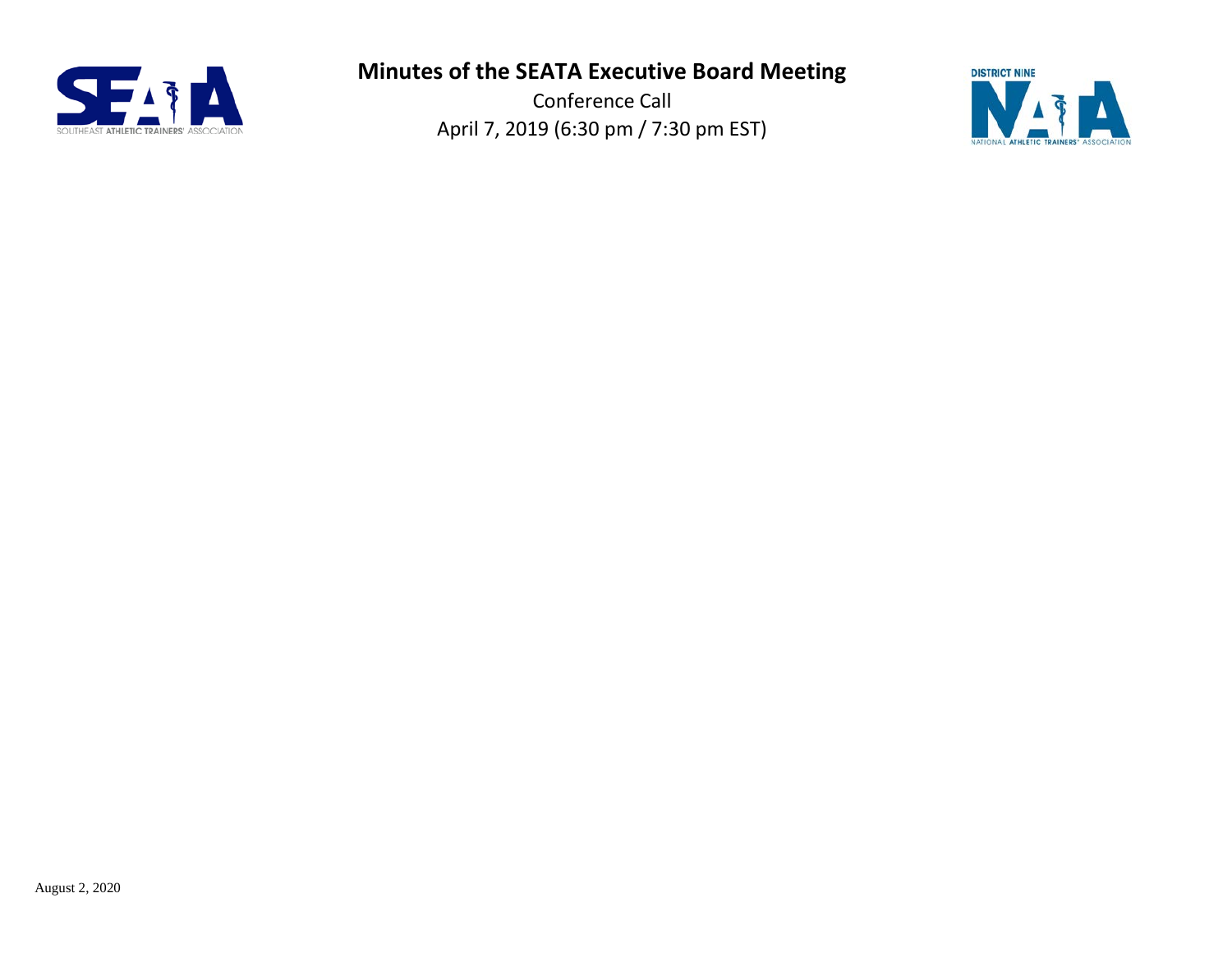# Minutes of the SEATA Executive Board Meeting

Conference Call

April 7, 2019 (6:30 pm / 7:30 pm EST)

August 2, 2020